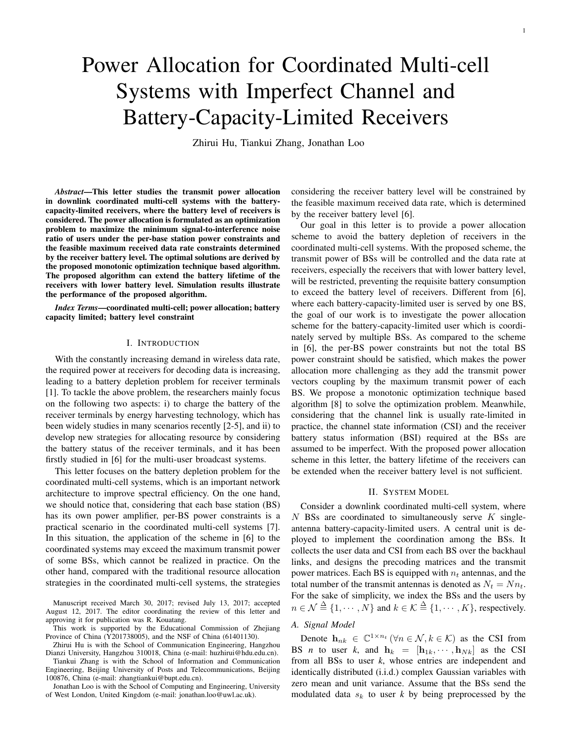# Power Allocation for Coordinated Multi-cell Systems with Imperfect Channel and Battery-Capacity-Limited Receivers

Zhirui Hu, Tiankui Zhang, Jonathan Loo

***Abstract*—This letter studies the transmit power allocation in downlink coordinated multi-cell systems with the battery-capacity-limited receivers, where the battery level of receivers is considered. The power allocation is formulated as an optimization problem to maximize the minimum signal-to-interference noise ratio of users under the per-base station power constraints and the feasible maximum received data rate constraints determined by the receiver battery level. The optimal solutions are derived by the proposed monotonic optimization technique based algorithm. The proposed algorithm can extend the battery lifetime of the receivers with lower battery level. Simulation results illustrate the performance of the proposed algorithm.**

***Index Terms*—coordinated multi-cell; power allocation; battery capacity limited; battery level constraint**

## I. Introduction

With the constantly increasing demand in wireless data rate, the required power at receivers for decoding data is increasing, leading to a battery depletion problem for receiver terminals [1]. To tackle the above problem, the researchers mainly focus on the following two aspects: i) to charge the battery of the receiver terminals by energy harvesting technology, which has been widely studies in many scenarios recently [2-5], and ii) to develop new strategies for allocating resource by considering the battery status of the receiver terminals, and it has been firstly studied in [6] for the multi-user broadcast systems.

This letter focuses on the battery depletion problem for the coordinated multi-cell systems, which is an important network architecture to improve spectral efficiency. On the one hand, we should notice that, considering that each base station (BS) has its own power amplifier, per-BS power constraints is a practical scenario in the coordinated multi-cell systems [7]. In this situation, the application of the scheme in [6] to the coordinated systems may exceed the maximum transmit power of some BSs, which cannot be realized in practice. On the other hand, compared with the traditional resource allocation strategies in the coordinated multi-cell systems, the strategies considering the receiver battery level will be constrained by the feasible maximum received data rate, which is determined by the receiver battery level [6].

Our goal in this letter is to provide a power allocation scheme to avoid the battery depletion of receivers in the coordinated multi-cell systems. With the proposed scheme, the transmit power of BSs will be controlled and the data rate at receivers, especially the receivers that with lower battery level, will be restricted, preventing the requisite battery consumption to exceed the battery level of receivers. Different from [6], where each battery-capacity-limited user is served by one BS, the goal of our work is to investigate the power allocation scheme for the battery-capacity-limited user which is coordinately served by multiple BSs. As compared to the scheme in [6], the per-BS power constraints but not the total BS power constraint should be satisfied, which makes the power allocation more challenging as they add the transmit power vectors coupling by the maximum transmit power of each BS. We propose a monotonic optimization technique based algorithm [8] to solve the optimization problem. Meanwhile, considering that the channel link is usually rate-limited in practice, the channel state information (CSI) and the receiver battery status information (BSI) required at the BSs are assumed to be imperfect. With the proposed power allocation scheme in this letter, the battery lifetime of the receivers can be extended when the receiver battery level is not sufficient.

## II. System Model

Consider a downlink coordinated multi-cell system, where $N$ BSs are coordinated to simultaneously serve $K$ single-antenna battery-capacity-limited users. A central unit is deployed to implement the coordination among the BSs. It collects the user data and CSI from each BS over the backhaul links, and designs the precoding matrices and the transmit power matrices. Each BS is equipped with $n_t$ antennas, and the total number of the transmit antennas is denoted as $N_t = Nn_t$. For the sake of simplicity, we index the BSs and the users by $n \in \mathcal{N} \triangleq \{1, \cdots, N\}$ and $k \in \mathcal{K} \triangleq \{1, \cdots, K\}$, respectively.

### A. Signal Model

Denote $\mathbf{h}_{nk} \in \mathbb{C}^{1\times n_t}$ ($\forall n \in \mathcal{N}, k \in \mathcal{K}$) as the CSI from BS $n$ to user $k$, and $\mathbf{h}_k = [\mathbf{h}_{1k}, \cdots, \mathbf{h}_{Nk}]$ as the CSI from all BSs to user $k$, whose entries are independent and identically distributed (i.i.d.) complex Gaussian variables with zero mean and unit variance. Assume that the BSs send the modulated data $s_k$ to user $k$ by being preprocessed by the

Manuscript received March 30, 2017; revised July 13, 2017; accepted August 12, 2017. The editor coordinating the review of this letter and approving it for publication was R. Kouatang.

This work is supported by the Educational Commission of Zhejiang Province of China (Y201738005), and the NSF of China (61401130).

Zhirui Hu is with the School of Communication Engineering, Hangzhou Dianzi University, Hangzhou 310018, China (e-mail: huzhirui@hdu.edu.cn).

Tiankui Zhang is with the School of Information and Communication Engineering, Beijing University of Posts and Telecommunications, Beijing 100876, China (e-mail: zhangtiankui@bupt.edu.cn).

Jonathan Loo is with the School of Computing and Engineering, University of West London, United Kingdom (e-mail: jonathan.loo@uwl.ac.uk).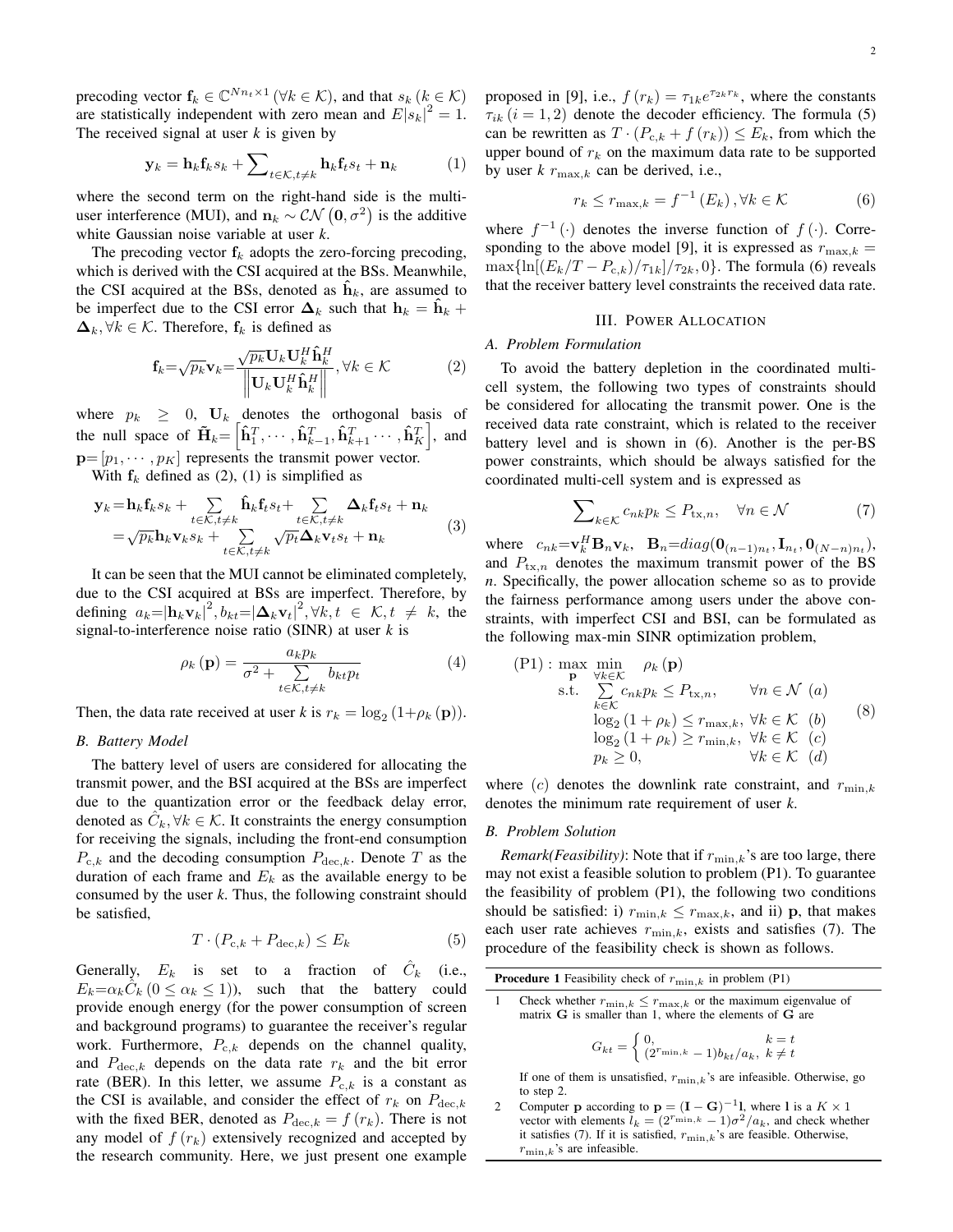precoding vector $\mathbf{f}_k \in \mathbb{C}^{Nn_t \times 1}$ ($\forall k \in \mathcal{K}$), and that $s_k$ ($k \in \mathcal{K}$) are statistically independent with zero mean and $E|s_k|^2 = 1$. The received signal at user *k* is given by

$$\mathbf{y}_k = \mathbf{h}_k \mathbf{f}_k s_k + \sum\nolimits_{t\in\mathcal{K}, t\neq k} \mathbf{h}_k \mathbf{f}_t s_t + \mathbf{n}_k \tag{1}$$

where the second term on the right-hand side is the multi-user interference (MUI), and $\mathbf{n}_k \sim \mathcal{CN}\left(\mathbf{0}, \sigma^2\right)$ is the additive white Gaussian noise variable at user *k*.

The precoding vector $\mathbf{f}_k$ adopts the zero-forcing precoding, which is derived with the CSI acquired at the BSs. Meanwhile, the CSI acquired at the BSs, denoted as $\hat{\mathbf{h}}_k$, are assumed to be imperfect due to the CSI error $\mathbf{\Delta}_k$ such that $\mathbf{h}_k = \hat{\mathbf{h}}_k + \mathbf{\Delta}_k, \forall k \in \mathcal{K}$. Therefore, $\mathbf{f}_k$ is defined as

$$\mathbf{f}_k = \sqrt{p_k}\mathbf{v}_k = \frac{\sqrt{p_k}\mathbf{U}_k \mathbf{U}_k^H \hat{\mathbf{h}}_k^H}{\left\|\mathbf{U}_k \mathbf{U}_k^H \hat{\mathbf{h}}_k^H\right\|}, \forall k \in \mathcal{K} \tag{2}$$

where $p_k \geq 0$, $\mathbf{U}_k$ denotes the orthogonal basis of the null space of $\tilde{\mathbf{H}}_k = \left[\hat{\mathbf{h}}_1^T, \cdots, \hat{\mathbf{h}}_{k-1}^T, \hat{\mathbf{h}}_{k+1}^T \cdots, \hat{\mathbf{h}}_K^T\right]$, and $\mathbf{p} = [p_1, \cdots, p_K]$ represents the transmit power vector.

With $\mathbf{f}_k$ defined as (2), (1) is simplified as

$$\begin{aligned}\mathbf{y}_k &= \mathbf{h}_k \mathbf{f}_k s_k + \sum_{t\in\mathcal{K}, t\neq k} \hat{\mathbf{h}}_k \mathbf{f}_t s_t + \sum_{t\in\mathcal{K}, t\neq k} \mathbf{\Delta}_k \mathbf{f}_t s_t + \mathbf{n}_k \\ &= \sqrt{p_k}\mathbf{h}_k \mathbf{v}_k s_k + \sum_{t\in\mathcal{K}, t\neq k} \sqrt{p_t}\mathbf{\Delta}_k \mathbf{v}_t s_t + \mathbf{n}_k\end{aligned} \tag{3}$$

It can be seen that the MUI cannot be eliminated completely, due to the CSI acquired at BSs are imperfect. Therefore, by defining $a_k = |\mathbf{h}_k \mathbf{v}_k|^2, b_{kt} = |\mathbf{\Delta}_k \mathbf{v}_t|^2, \forall k, t \in \mathcal{K}, t \neq k$, the signal-to-interference noise ratio (SINR) at user *k* is

$$\rho_k(\mathbf{p}) = \frac{a_k p_k}{\sigma^2 + \sum\limits_{t\in\mathcal{K}, t\neq k} b_{kt} p_t} \tag{4}$$

Then, the data rate received at user *k* is $r_k = \log_2(1 + \rho_k(\mathbf{p}))$.

### *B. Battery Model*

The battery level of users are considered for allocating the transmit power, and the BSI acquired at the BSs are imperfect due to the quantization error or the feedback delay error, denoted as $\hat{C}_k, \forall k \in \mathcal{K}$. It constraints the energy consumption for receiving the signals, including the front-end consumption $P_{\mathrm{c},k}$ and the decoding consumption $P_{\mathrm{dec},k}$. Denote $T$ as the duration of each frame and $E_k$ as the available energy to be consumed by the user *k*. Thus, the following constraint should be satisfied,

$$T \cdot (P_{\mathrm{c},k} + P_{\mathrm{dec},k}) \leq E_k \tag{5}$$

Generally, $E_k$ is set to a fraction of $\hat{C}_k$ (i.e., $E_k = \alpha_k \hat{C}_k$ $(0 \leq \alpha_k \leq 1)$), such that the battery could provide enough energy (for the power consumption of screen and background programs) to guarantee the receiver's regular work. Furthermore, $P_{\mathrm{c},k}$ depends on the channel quality, and $P_{\mathrm{dec},k}$ depends on the data rate $r_k$ and the bit error rate (BER). In this letter, we assume $P_{\mathrm{c},k}$ is a constant as the CSI is available, and consider the effect of $r_k$ on $P_{\mathrm{dec},k}$ with the fixed BER, denoted as $P_{\mathrm{dec},k} = f(r_k)$. There is not any model of $f(r_k)$ extensively recognized and accepted by the research community. Here, we just present one example proposed in [9], i.e., $f(r_k) = \tau_{1k} e^{\tau_{2k} r_k}$, where the constants $\tau_{ik}$ $(i = 1, 2)$ denote the decoder efficiency. The formula (5) can be rewritten as $T \cdot (P_{\mathrm{c},k} + f(r_k)) \leq E_k$, from which the upper bound of $r_k$ on the maximum data rate to be supported by user *k* $r_{\max,k}$ can be derived, i.e.,

$$r_k \leq r_{\max,k} = f^{-1}(E_k), \forall k \in \mathcal{K} \tag{6}$$

where $f^{-1}(\cdot)$ denotes the inverse function of $f(\cdot)$. Corresponding to the above model [9], it is expressed as $r_{\max,k} = \max\{\ln[(E_k/T - P_{\mathrm{c},k})/\tau_{1k}]/\tau_{2k}, 0\}$. The formula (6) reveals that the receiver battery level constraints the received data rate.

## III. Power Allocation

### *A. Problem Formulation*

To avoid the battery depletion in the coordinated multi-cell system, the following two types of constraints should be considered for allocating the transmit power. One is the received data rate constraint, which is related to the receiver battery level and is shown in (6). Another is the per-BS power constraints, which should be always satisfied for the coordinated multi-cell system and is expressed as

$$\sum\nolimits_{k\in\mathcal{K}} c_{nk} p_k \leq P_{\mathrm{tx},n}, \quad \forall n \in \mathcal{N} \tag{7}$$

where $c_{nk} = \mathbf{v}_k^H \mathbf{B}_n \mathbf{v}_k$, $\mathbf{B}_n = diag(\mathbf{0}_{(n-1)n_t}, \mathbf{I}_{n_t}, \mathbf{0}_{(N-n)n_t})$, and $P_{\mathrm{tx},n}$ denotes the maximum transmit power of the BS *n*. Specifically, the power allocation scheme so as to provide the fairness performance among users under the above constraints, with imperfect CSI and BSI, can be formulated as the following max-min SINR optimization problem,

$$\begin{aligned}(\mathrm{P1}): \max_{\mathbf{p}} \min_{\forall k\in\mathcal{K}} \quad & \rho_k(\mathbf{p}) \\ \text{s.t.} \quad & \sum_{k\in\mathcal{K}} c_{nk} p_k \leq P_{\mathrm{tx},n}, && \forall n \in \mathcal{N} \ (a) \\ & \log_2(1 + \rho_k) \leq r_{\max,k}, && \forall k \in \mathcal{K} \ (b) \\ & \log_2(1 + \rho_k) \geq r_{\min,k}, && \forall k \in \mathcal{K} \ (c) \\ & p_k \geq 0, && \forall k \in \mathcal{K} \ (d)\end{aligned} \tag{8}$$

where $(c)$ denotes the downlink rate constraint, and $r_{\min,k}$ denotes the minimum rate requirement of user *k*.

### *B. Problem Solution*

*Remark(Feasibility)*: Note that if $r_{\min,k}$'s are too large, there may not exist a feasible solution to problem (P1). To guarantee the feasibility of problem (P1), the following two conditions should be satisfied: i) $r_{\min,k} \leq r_{\max,k}$, and ii) $\mathbf{p}$, that makes each user rate achieves $r_{\min,k}$, exists and satisfies (7). The procedure of the feasibility check is shown as follows.

**Procedure 1** Feasibility check of $r_{\min,k}$ in problem (P1)

1. Check whether $r_{\min,k} \leq r_{\max,k}$ or the maximum eigenvalue of matrix $\mathbf{G}$ is smaller than 1, where the elements of $\mathbf{G}$ are

$$G_{kt} = \begin{cases} 0, & k = t \\ (2^{r_{\min,k}} - 1)b_{kt}/a_k, & k \neq t \end{cases}$$

   If one of them is unsatisfied, $r_{\min,k}$'s are infeasible. Otherwise, go to step 2.

2. Computer $\mathbf{p}$ according to $\mathbf{p} = (\mathbf{I} - \mathbf{G})^{-1}\mathbf{l}$, where $\mathbf{l}$ is a $K \times 1$ vector with elements $l_k = (2^{r_{\min,k}} - 1)\sigma^2/a_k$, and check whether it satisfies (7). If it is satisfied, $r_{\min,k}$'s are feasible. Otherwise, $r_{\min,k}$'s are infeasible.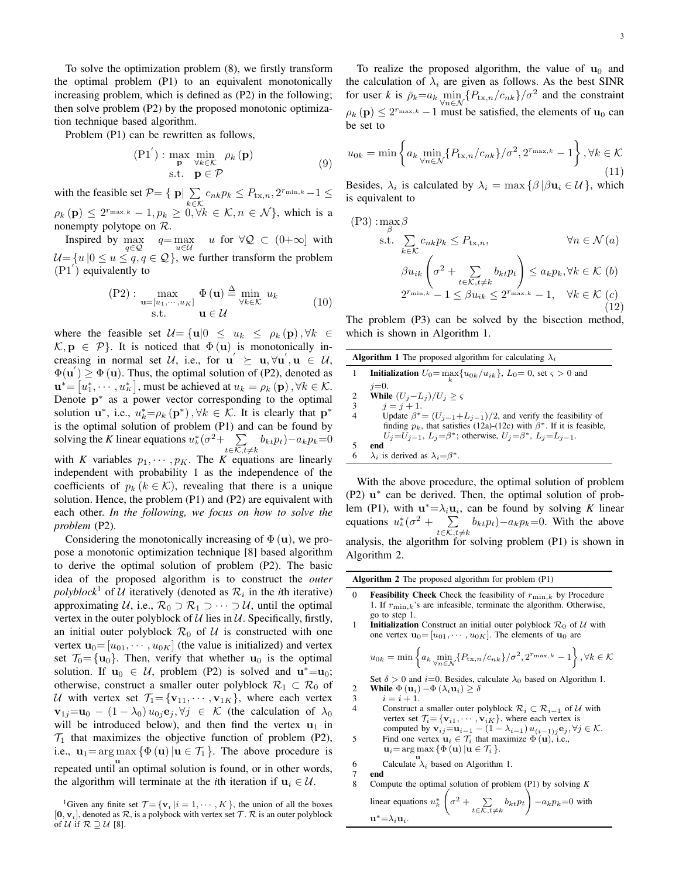To solve the optimization problem (8), we firstly transform the optimal problem (P1) to an equivalent monotonically increasing problem, which is defined as (P2) in the following; then solve problem (P2) by the proposed monotonic optimization technique based algorithm.

Problem (P1) can be rewritten as follows,

$$
\begin{aligned}
(\mathrm{P1}^{'}): \max_{\mathbf{p}} \ & \min_{\forall k \in \mathcal{K}} \ \rho_k(\mathbf{p}) \\
\text{s.t.} \ & \mathbf{p} \in \mathcal{P}
\end{aligned} \tag{9}
$$

with the feasible set $\mathcal{P}=\{\mathbf{p} | \sum_{k\in\mathcal{K}} c_{nk}p_k \le P_{\mathrm{tx},n}, 2^{r_{\min,k}}-1 \le \rho_k(\mathbf{p}) \le 2^{r_{\max,k}}-1, p_k \ge 0, \forall k \in \mathcal{K}, n \in \mathcal{N}\}$, which is a nonempty polytope on $\mathcal{R}$.

Inspired by $\max_{q\in\mathcal{Q}} \quad q = \max_{u\in\mathcal{U}} \quad u$ for $\forall \mathcal{Q} \subset (0+\infty]$ with $\mathcal{U}=\{u | 0 \le u \le q, q \in \mathcal{Q}\}$, we further transform the problem $(\mathrm{P1}^{'})$ equivalently to

$$
\begin{aligned}
(\mathrm{P2}): \max_{\mathbf{u}=[u_1,\cdots,u_K]} \ & \Phi(\mathbf{u}) \triangleq \min_{\forall k\in\mathcal{K}} \ u_k \\
\text{s.t.} \ & \mathbf{u} \in \mathcal{U}
\end{aligned} \tag{10}
$$

where the feasible set $\mathcal{U}=\{\mathbf{u}| 0 \le u_k \le \rho_k(\mathbf{p}), \forall k \in \mathcal{K}, \mathbf{p} \in \mathcal{P}\}$. It is noticed that $\Phi(\mathbf{u})$ is monotonically increasing in normal set $\mathcal{U}$, i.e., for $\mathbf{u}^{'} \succeq \mathbf{u}, \forall \mathbf{u}^{'}, \mathbf{u} \in \mathcal{U}$, $\Phi(\mathbf{u}^{'}) \ge \Phi(\mathbf{u})$. Thus, the optimal solution of (P2), denoted as $\mathbf{u}^* = [u_1^*, \cdots, u_K^*]$, must be achieved at $u_k = \rho_k(\mathbf{p}), \forall k \in \mathcal{K}$. Denote $\mathbf{p}^*$ as a power vector corresponding to the optimal solution $\mathbf{u}^*$, i.e., $u_k^* = \rho_k(\mathbf{p}^*), \forall k \in \mathcal{K}$. It is clearly that $\mathbf{p}^*$ is the optimal solution of problem (P1) and can be found by solving the *K* linear equations $u_k^*(\sigma^2 + \sum_{t\in\mathcal{K}, t\ne k} b_{kt}p_t) - a_k p_k = 0$ with *K* variables $p_1, \cdots, p_K$. The *K* equations are linearly independent with probability 1 as the independence of the coefficients of $p_k$ $(k \in \mathcal{K})$, revealing that there is a unique solution. Hence, the problem (P1) and (P2) are equivalent with each other. ***In the following, we focus on how to solve the problem*** **(P2)**.

Considering the monotonically increasing of $\Phi(\mathbf{u})$, we propose a monotonic optimization technique [8] based algorithm to derive the optimal solution of problem (P2). The basic idea of the proposed algorithm is to construct the *outer polyblock*[1] of $\mathcal{U}$ iteratively (denoted as $\mathcal{R}_i$ in the *i*th iterative) approximating $\mathcal{U}$, i.e., $\mathcal{R}_0 \supset \mathcal{R}_1 \supset \cdots \supset \mathcal{U}$, until the optimal vertex in the outer polyblock of $\mathcal{U}$ lies in $\mathcal{U}$. Specifically, firstly, an initial outer polyblock $\mathcal{R}_0$ of $\mathcal{U}$ is constructed with one vertex $\mathbf{u}_0 = [u_{01}, \cdots, u_{0K}]$ (the value is initialized) and vertex set $\mathcal{T}_0 = \{\mathbf{u}_0\}$. Then, verify that whether $\mathbf{u}_0$ is the optimal solution. If $\mathbf{u}_0 \in \mathcal{U}$, problem (P2) is solved and $\mathbf{u}^* = \mathbf{u}_0$; otherwise, construct a smaller outer polyblock $\mathcal{R}_1 \subset \mathcal{R}_0$ of $\mathcal{U}$ with vertex set $\mathcal{T}_1 = \{\mathbf{v}_{11}, \cdots, \mathbf{v}_{1K}\}$, where each vertex $\mathbf{v}_{1j} = \mathbf{u}_0 - (1-\lambda_0) u_{0j} \mathbf{e}_j, \forall j \in \mathcal{K}$ (the calculation of $\lambda_0$ will be introduced below), and then find the vertex $\mathbf{u}_1$ in $\mathcal{T}_1$ that maximizes the objective function of problem (P2), i.e., $\mathbf{u}_1 = \arg\max_{\mathbf{u}} \{\Phi(\mathbf{u}) | \mathbf{u} \in \mathcal{T}_1\}$. The above procedure is repeated until an optimal solution is found, or in other words, the algorithm will terminate at the *i*th iteration if $\mathbf{u}_i \in \mathcal{U}$.

[1]Given any finite set $\mathcal{T} = \{\mathbf{v}_i | i = 1, \cdots, K\}$, the union of all the boxes $[\mathbf{0}, \mathbf{v}_i]$, denoted as $\mathcal{R}$, is a polyblock with vertex set $\mathcal{T}$. $\mathcal{R}$ is an outer polyblock of $\mathcal{U}$ if $\mathcal{R} \supseteq \mathcal{U}$ [8].

To realize the proposed algorithm, the value of $\mathbf{u}_0$ and the calculation of $\lambda_i$ are given as follows. As the best SINR for user $k$ is $\bar{\rho}_k = a_k \min_{\forall n\in\mathcal{N}} \{P_{\mathrm{tx},n}/c_{nk}\}/\sigma^2$ and the constraint $\rho_k(\mathbf{p}) \le 2^{r_{\max,k}} - 1$ must be satisfied, the elements of $\mathbf{u}_0$ can be set to

$$
u_{0k} = \min\left\{ a_k \min_{\forall n\in\mathcal{N}} \{P_{\mathrm{tx},n}/c_{nk}\}/\sigma^2, 2^{r_{\max,k}} - 1 \right\}, \forall k \in \mathcal{K} \tag{11}
$$

Besides, $\lambda_i$ is calculated by $\lambda_i = \max\{\beta | \beta \mathbf{u}_i \in \mathcal{U}\}$, which is equivalent to

$$
\begin{aligned}
(\mathrm{P3}): \max_{\beta} \ & \beta \\
\text{s.t.} \ & \sum_{k\in\mathcal{K}} c_{nk}p_k \le P_{\mathrm{tx},n}, && \forall n \in \mathcal{N} \ (a) \\
& \beta u_{ik} \left( \sigma^2 + \sum_{t\in\mathcal{K}, t\ne k} b_{kt}p_t \right) \le a_k p_k, \forall k \in \mathcal{K} && (b) \\
& 2^{r_{\min,k}} - 1 \le \beta u_{ik} \le 2^{r_{\max,k}} - 1, \quad \forall k \in \mathcal{K} && (c)
\end{aligned} \tag{12}
$$

The problem (P3) can be solved by the bisection method, which is shown in Algorithm 1.

**Algorithm 1** The proposed algorithm for calculating $\lambda_i$

1. **Initialization** $U_0 = \max_k \{u_{0k}/u_{ik}\}$, $L_0 = 0$, set $\varsigma > 0$ and $j=0$.
2. **While** $(U_j - L_j)/U_j \ge \varsigma$
3. $\quad j = j + 1$.
4. $\quad$ Update $\beta^* = (U_{j-1} + L_{j-1})/2$, and verify the feasibility of finding $p_k$, that satisfies (12a)-(12c) with $\beta^*$. If it is feasible, $U_j = U_{j-1}$, $L_j = \beta^*$; otherwise, $U_j = \beta^*$, $L_j = L_{j-1}$.
5. **end**
6. $\lambda_i$ is derived as $\lambda_i = \beta^*$.

With the above procedure, the optimal solution of problem (P2) $\mathbf{u}^*$ can be derived. Then, the optimal solution of problem (P1), with $\mathbf{u}^* = \lambda_i \mathbf{u}_i$, can be found by solving *K* linear equations $u_k^*(\sigma^2 + \sum_{t\in\mathcal{K}, t\ne k} b_{kt}p_t) - a_k p_k = 0$. With the above analysis, the algorithm for solving problem (P1) is shown in Algorithm 2.

**Algorithm 2** The proposed algorithm for problem (P1)

0. **Feasibility Check** Check the feasibility of $r_{\min,k}$ by Procedure 1. If $r_{\min,k}$'s are infeasible, terminate the algorithm. Otherwise, go to step 1.
1. **Initialization** Construct an initial outer polyblock $\mathcal{R}_0$ of $\mathcal{U}$ with one vertex $\mathbf{u}_0 = [u_{01}, \cdots, u_{0K}]$. The elements of $\mathbf{u}_0$ are
$$u_{0k} = \min\left\{ a_k \min_{\forall n\in\mathcal{N}} \{P_{\mathrm{tx},n}/c_{nk}\}/\sigma^2, 2^{r_{\max,k}} - 1 \right\}, \forall k \in \mathcal{K}$$
Set $\delta > 0$ and $i=0$. Besides, calculate $\lambda_0$ based on Algorithm 1.
2. **While** $\Phi(\mathbf{u}_i) - \Phi(\lambda_i \mathbf{u}_i) \ge \delta$
3. $\quad i = i + 1$.
4. $\quad$ Construct a smaller outer polyblock $\mathcal{R}_i \subset \mathcal{R}_{i-1}$ of $\mathcal{U}$ with vertex set $\mathcal{T}_i = \{\mathbf{v}_{i1}, \cdots, \mathbf{v}_{iK}\}$, where each vertex is computed by $\mathbf{v}_{ij} = \mathbf{u}_{i-1} - (1-\lambda_{i-1}) u_{(i-1)j} \mathbf{e}_j, \forall j \in \mathcal{K}$.
5. $\quad$ Find one vertex $\mathbf{u}_i \in \mathcal{T}_i$ that maximize $\Phi(\mathbf{u})$, i.e., $\mathbf{u}_i = \arg\max_{\mathbf{u}} \{\Phi(\mathbf{u}) | \mathbf{u} \in \mathcal{T}_i\}$.
6. $\quad$ Calculate $\lambda_i$ based on Algorithm 1.
7. **end**
8. Compute the optimal solution of problem (P1) by solving *K* linear equations $u_k^* \left( \sigma^2 + \sum_{t\in\mathcal{K}, t\ne k} b_{kt}p_t \right) - a_k p_k = 0$ with $\mathbf{u}^* = \lambda_i \mathbf{u}_i$.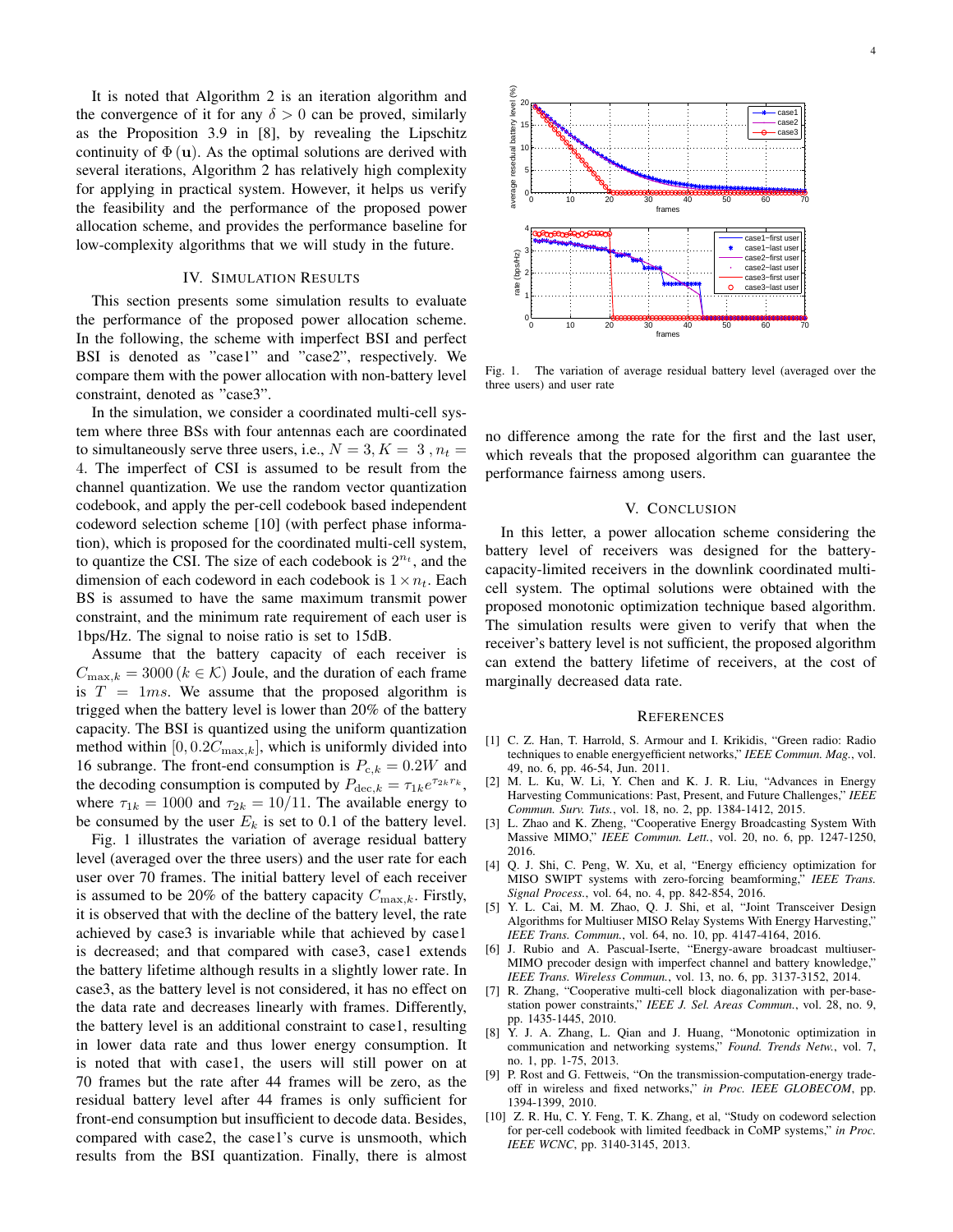It is noted that Algorithm 2 is an iteration algorithm and the convergence of it for any $\delta > 0$ can be proved, similarly as the Proposition 3.9 in [8], by revealing the Lipschitz continuity of $\Phi(\mathbf{u})$. As the optimal solutions are derived with several iterations, Algorithm 2 has relatively high complexity for applying in practical system. However, it helps us verify the feasibility and the performance of the proposed power allocation scheme, and provides the performance baseline for low-complexity algorithms that we will study in the future.

## IV. Simulation Results

This section presents some simulation results to evaluate the performance of the proposed power allocation scheme. In the following, the scheme with imperfect BSI and perfect BSI is denoted as "case1" and "case2", respectively. We compare them with the power allocation with non-battery level constraint, denoted as "case3".

In the simulation, we consider a coordinated multi-cell system where three BSs with four antennas each are coordinated to simultaneously serve three users, i.e., $N = 3, K = 3, n_t = 4$. The imperfect of CSI is assumed to be result from the channel quantization. We use the random vector quantization codebook, and apply the per-cell codebook based independent codeword selection scheme [10] (with perfect phase information), which is proposed for the coordinated multi-cell system, to quantize the CSI. The size of each codebook is $2^{n_t}$, and the dimension of each codeword in each codebook is $1 \times n_t$. Each BS is assumed to have the same maximum transmit power constraint, and the minimum rate requirement of each user is 1bps/Hz. The signal to noise ratio is set to 15dB.

Assume that the battery capacity of each receiver is $C_{\max,k} = 3000\,(k \in \mathcal{K})$ Joule, and the duration of each frame is $T = 1ms$. We assume that the proposed algorithm is trigged when the battery level is lower than 20% of the battery capacity. The BSI is quantized using the uniform quantization method within $[0, 0.2C_{\max,k}]$, which is uniformly divided into 16 subrange. The front-end consumption is $P_{c,k} = 0.2W$ and the decoding consumption is computed by $P_{\text{dec},k} = \tau_{1k} e^{\tau_{2k} r_k}$, where $\tau_{1k} = 1000$ and $\tau_{2k} = 10/11$. The available energy to be consumed by the user $E_k$ is set to 0.1 of the battery level.

Fig. 1 illustrates the variation of average residual battery level (averaged over the three users) and the user rate for each user over 70 frames. The initial battery level of each receiver is assumed to be 20% of the battery capacity $C_{\max,k}$. Firstly, it is observed that with the decline of the battery level, the rate achieved by case3 is invariable while that achieved by case1 is decreased; and that compared with case3, case1 extends the battery lifetime although results in a slightly lower rate. In case3, as the battery level is not considered, it has no effect on the data rate and decreases linearly with frames. Differently, the battery level is an additional constraint to case1, resulting in lower data rate and thus lower energy consumption. It is noted that with case1, the users will still power on at 70 frames but the rate after 44 frames will be zero, as the residual battery level after 44 frames is only sufficient for front-end consumption but insufficient to decode data. Besides, compared with case2, the case1's curve is unsmooth, which results from the BSI quantization. Finally, there is almost no difference among the rate for the first and the last user, which reveals that the proposed algorithm can guarantee the performance fairness among users.

average reseidual battery level (%)
20
15
10
5
0
0 10 20 30 40 50 60 70
frames
case1
case2
case3

rate (bps/Hz)
4
3
2
1
0
0 10 20 30 40 50 60 70
frames
case1−first user
case1−last user
case2−first user
case2−last user
case3−first user
case3−last user

Fig. 1. The variation of average residual battery level (averaged over the three users) and user rate

## V. Conclusion

In this letter, a power allocation scheme considering the battery level of receivers was designed for the battery-capacity-limited receivers in the downlink coordinated multi-cell system. The optimal solutions were obtained with the proposed monotonic optimization technique based algorithm. The simulation results were given to verify that when the receiver's battery level is not sufficient, the proposed algorithm can extend the battery lifetime of receivers, at the cost of marginally decreased data rate.

## References

[1] C. Z. Han, T. Harrold, S. Armour and I. Krikidis, "Green radio: Radio techniques to enable energyefficient networks," *IEEE Commun. Mag.*, vol. 49, no. 6, pp. 46-54, Jun. 2011.

[2] M. L. Ku, W. Li, Y. Chen and K. J. R. Liu, "Advances in Energy Harvesting Communications: Past, Present, and Future Challenges," *IEEE Commun. Surv. Tuts.*, vol. 18, no. 2, pp. 1384-1412, 2015.

[3] L. Zhao and K. Zheng, "Cooperative Energy Broadcasting System With Massive MIMO," *IEEE Commun. Lett.*, vol. 20, no. 6, pp. 1247-1250, 2016.

[4] Q. J. Shi, C. Peng, W. Xu, et al, "Energy efficiency optimization for MISO SWIPT systems with zero-forcing beamforming," *IEEE Trans. Signal Process.*, vol. 64, no. 4, pp. 842-854, 2016.

[5] Y. L. Cai, M. M. Zhao, Q. J. Shi, et al, "Joint Transceiver Design Algorithms for Multiuser MISO Relay Systems With Energy Harvesting," *IEEE Trans. Commun.*, vol. 64, no. 10, pp. 4147-4164, 2016.

[6] J. Rubio and A. Pascual-Iserte, "Energy-aware broadcast multiuser-MIMO precoder design with imperfect channel and battery knowledge," *IEEE Trans. Wireless Commun.*, vol. 13, no. 6, pp. 3137-3152, 2014.

[7] R. Zhang, "Cooperative multi-cell block diagonalization with per-base-station power constraints," *IEEE J. Sel. Areas Commun.*, vol. 28, no. 9, pp. 1435-1445, 2010.

[8] Y. J. A. Zhang, L. Qian and J. Huang, "Monotonic optimization in communication and networking systems," *Found. Trends Netw.*, vol. 7, no. 1, pp. 1-75, 2013.

[9] P. Rost and G. Fettweis, "On the transmission-computation-energy tradeoff in wireless and fixed networks," *in Proc. IEEE GLOBECOM*, pp. 1394-1399, 2010.

[10] Z. R. Hu, C. Y. Feng, T. K. Zhang, et al, "Study on codeword selection for per-cell codebook with limited feedback in CoMP systems," *in Proc. IEEE WCNC*, pp. 3140-3145, 2013.